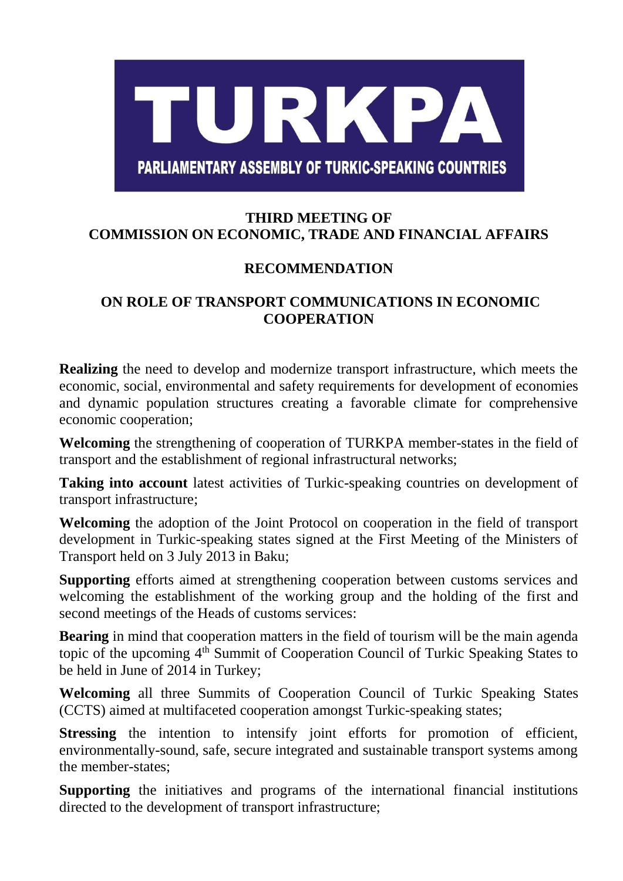# TURKPA

PARLIAMENTARY ASSEMBLY OF TURKIC-SPEAKING COUNTRIES

## THIRD MEETING OF COMMISSION ON ECONOMIC, TRADE AND FINANCIAL AFFAIRS

## RECOMMENDATION

## ON ROLE OF TRANSPORT COMMUNICATIONS IN ECONOMIC COOPERATION

**Realizing** the need to develop and modernize transport infrastructure, which meets the economic, social, environmental and safety requirements for development of economies and dynamic population structures creating a favorable climate for comprehensive economic cooperation;

**Welcoming** the strengthening of cooperation of TURKPA member-states in the field of transport and the establishment of regional infrastructural networks;

**Taking into account** latest activities of Turkic-speaking countries on development of transport infrastructure;

**Welcoming** the adoption of the Joint Protocol on cooperation in the field of transport development in Turkic-speaking states signed at the First Meeting of the Ministers of Transport held on 3 July 2013 in Baku;

**Supporting** efforts aimed at strengthening cooperation between customs services and welcoming the establishment of the working group and the holding of the first and second meetings of the Heads of customs services:

**Bearing** in mind that cooperation matters in the field of tourism will be the main agenda topic of the upcoming 4th Summit of Cooperation Council of Turkic Speaking States to be held in June of 2014 in Turkey;

**Welcoming** all three Summits of Cooperation Council of Turkic Speaking States (CCTS) aimed at multifaceted cooperation amongst Turkic-speaking states;

**Stressing** the intention to intensify joint efforts for promotion of efficient, environmentally-sound, safe, secure integrated and sustainable transport systems among the member-states;

**Supporting** the initiatives and programs of the international financial institutions directed to the development of transport infrastructure;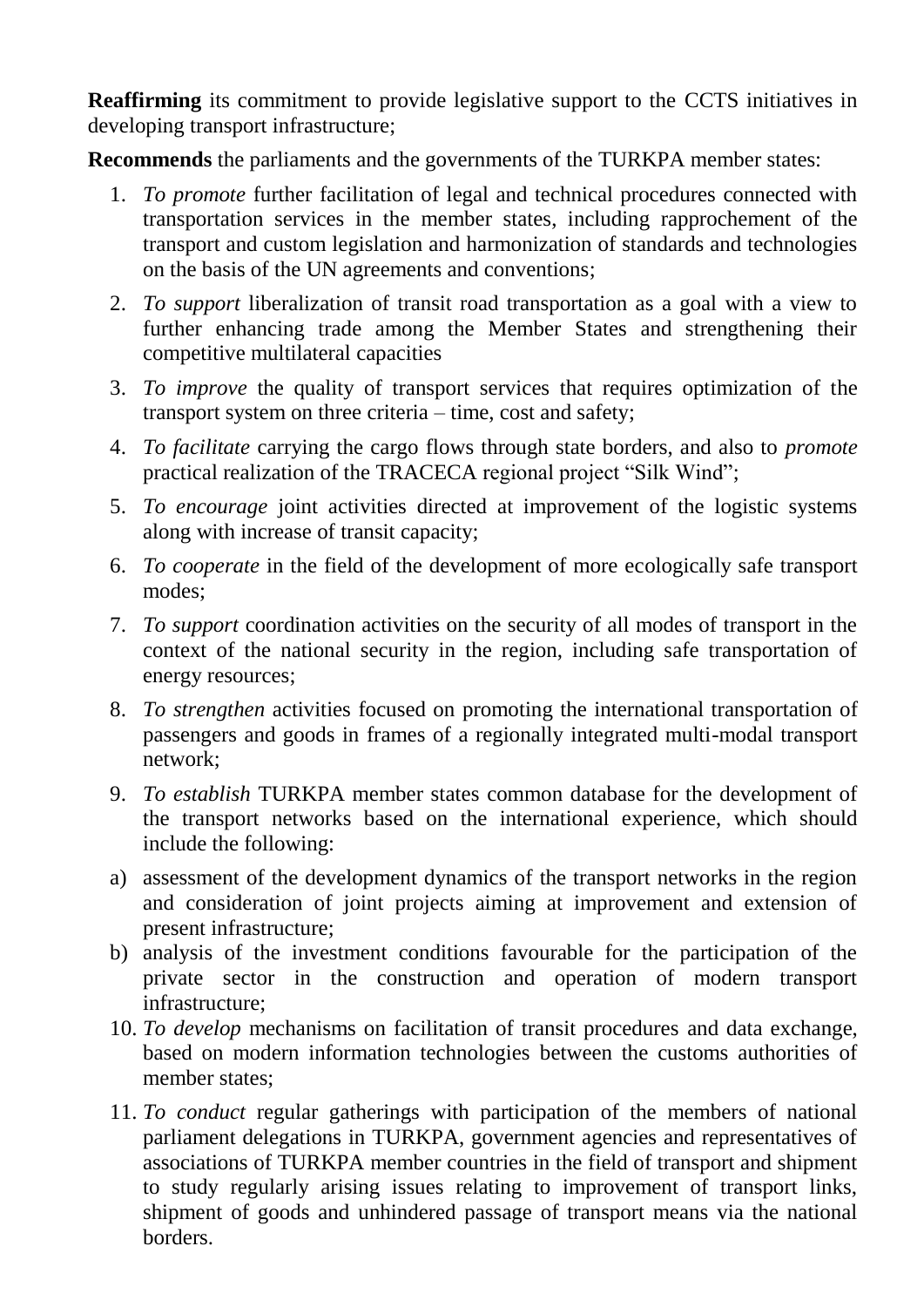**Reaffirming** its commitment to provide legislative support to the CCTS initiatives in developing transport infrastructure;

**Recommends** the parliaments and the governments of the TURKPA member states:

1. *To promote* further facilitation of legal and technical procedures connected with transportation services in the member states, including rapprochement of the transport and custom legislation and harmonization of standards and technologies on the basis of the UN agreements and conventions;
2. *To support* liberalization of transit road transportation as a goal with a view to further enhancing trade among the Member States and strengthening their competitive multilateral capacities
3. *To improve* the quality of transport services that requires optimization of the transport system on three criteria – time, cost and safety;
4. *To facilitate* carrying the cargo flows through state borders, and also to *promote* practical realization of the TRACECA regional project "Silk Wind";
5. *To encourage* joint activities directed at improvement of the logistic systems along with increase of transit capacity;
6. *To cooperate* in the field of the development of more ecologically safe transport modes;
7. *To support* coordination activities on the security of all modes of transport in the context of the national security in the region, including safe transportation of energy resources;
8. *To strengthen* activities focused on promoting the international transportation of passengers and goods in frames of a regionally integrated multi-modal transport network;
9. *To establish* TURKPA member states common database for the development of the transport networks based on the international experience, which should include the following:

a) assessment of the development dynamics of the transport networks in the region and consideration of joint projects aiming at improvement and extension of present infrastructure;

b) analysis of the investment conditions favourable for the participation of the private sector in the construction and operation of modern transport infrastructure;

10. *To develop* mechanisms on facilitation of transit procedures and data exchange, based on modern information technologies between the customs authorities of member states;
11. *To conduct* regular gatherings with participation of the members of national parliament delegations in TURKPA, government agencies and representatives of associations of TURKPA member countries in the field of transport and shipment to study regularly arising issues relating to improvement of transport links, shipment of goods and unhindered passage of transport means via the national borders.